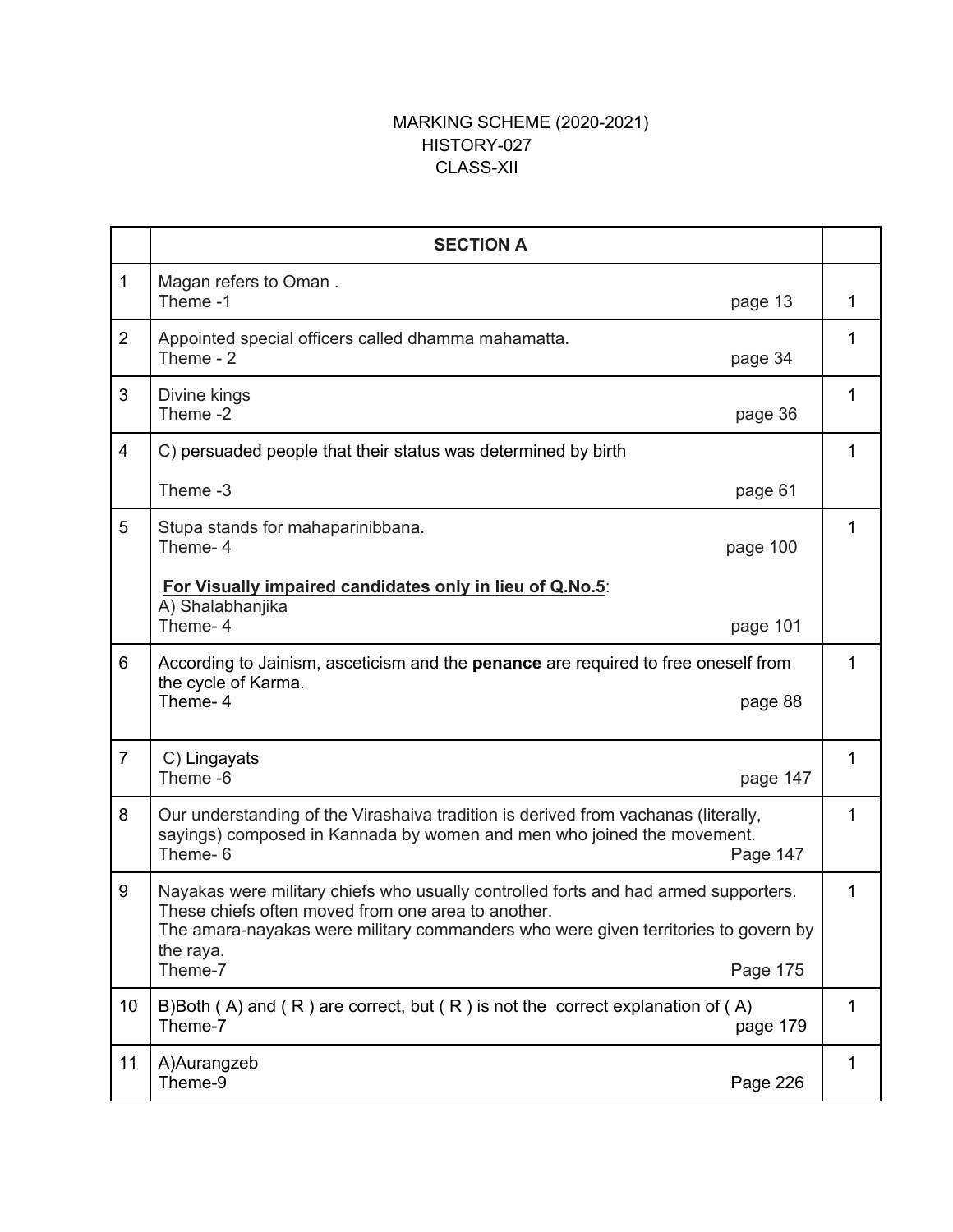MARKING SCHEME (2020-2021)
HISTORY-027
CLASS-XII

| | SECTION A | |
|---|---|---|
| 1 | Magan refers to Oman .<br>Theme -1 page 13 | 1 |
| 2 | Appointed special officers called dhamma mahamatta.<br>Theme - 2 page 34 | 1 |
| 3 | Divine kings<br>Theme -2 page 36 | 1 |
| 4 | C) persuaded people that their status was determined by birth<br><br>Theme -3 page 61 | 1 |
| 5 | Stupa stands for mahaparinibbana.<br>Theme- 4 page 100<br><br>**<u>For Visually impaired candidates only in lieu of Q.No.5</u>**:<br>A) Shalabhanjika<br>Theme- 4 page 101 | 1 |
| 6 | According to Jainism, asceticism and the **penance** are required to free oneself from the cycle of Karma.<br>Theme- 4 page 88 | 1 |
| 7 | C) Lingayats<br>Theme -6 page 147 | 1 |
| 8 | Our understanding of the Virashaiva tradition is derived from vachanas (literally, sayings) composed in Kannada by women and men who joined the movement.<br>Theme- 6 Page 147 | 1 |
| 9 | Nayakas were military chiefs who usually controlled forts and had armed supporters. These chiefs often moved from one area to another.<br>The amara-nayakas were military commanders who were given territories to govern by the raya.<br>Theme-7 Page 175 | 1 |
| 10 | B)Both ( A) and ( R ) are correct, but ( R ) is not the correct explanation of ( A)<br>Theme-7 page 179 | 1 |
| 11 | A)Aurangzeb<br>Theme-9 Page 226 | 1 |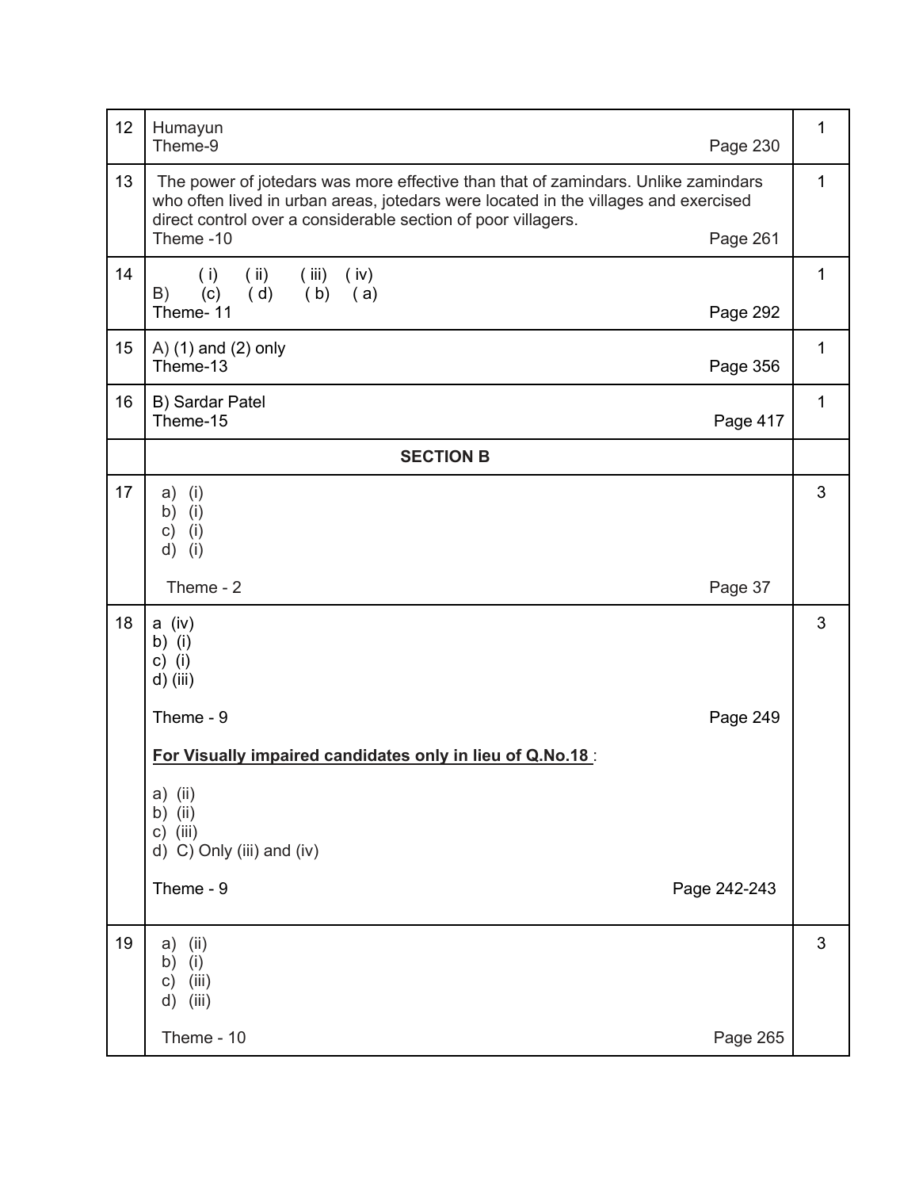| | | |
|---|---|---|
| 12 | Humayun<br>Theme-9 Page 230 | 1 |
| 13 | The power of jotedars was more effective than that of zamindars. Unlike zamindars who often lived in urban areas, jotedars were located in the villages and exercised direct control over a considerable section of poor villagers.<br>Theme -10 Page 261 | 1 |
| 14 | ( i ) ( ii ) ( iii ) ( iv )<br>B) (c) ( d) ( b) ( a)<br>Theme- 11 Page 292 | 1 |
| 15 | A) (1) and (2) only<br>Theme-13 Page 356 | 1 |
| 16 | B) Sardar Patel<br>Theme-15 Page 417 | 1 |
| | **SECTION B** | |
| 17 | a) (i)<br>b) (i)<br>c) (i)<br>d) (i)<br><br>Theme - 2 Page 37 | 3 |
| 18 | a (iv)<br>b) (i)<br>c) (i)<br>d) (iii)<br><br>Theme - 9 Page 249<br><br>**<u>For Visually impaired candidates only in lieu of Q.No.18</u>** :<br><br>a) (ii)<br>b) (ii)<br>c) (iii)<br>d) C) Only (iii) and (iv)<br><br>Theme - 9 Page 242-243 | 3 |
| 19 | a) (ii)<br>b) (i)<br>c) (iii)<br>d) (iii)<br><br>Theme - 10 Page 265 | 3 |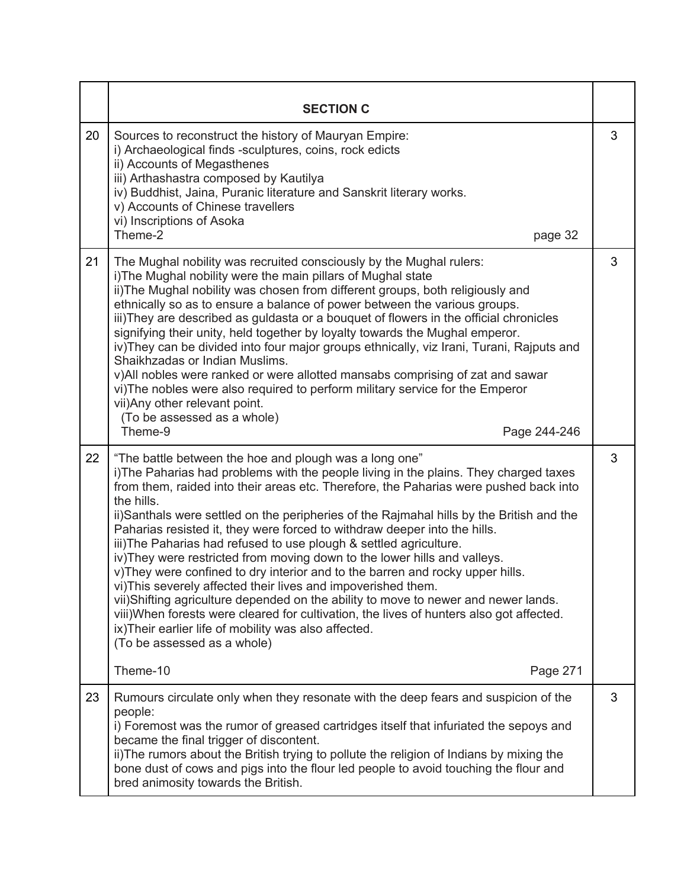| | **SECTION C** | |
|---|---|---|
| 20 | Sources to reconstruct the history of Mauryan Empire:<br>i) Archaeological finds -sculptures, coins, rock edicts<br>ii) Accounts of Megasthenes<br>iii) Arthashastra composed by Kautilya<br>iv) Buddhist, Jaina, Puranic literature and Sanskrit literary works.<br>v) Accounts of Chinese travellers<br>vi) Inscriptions of Asoka<br>Theme-2 page 32 | 3 |
| 21 | The Mughal nobility was recruited consciously by the Mughal rulers:<br>i)The Mughal nobility were the main pillars of Mughal state<br>ii)The Mughal nobility was chosen from different groups, both religiously and ethnically so as to ensure a balance of power between the various groups.<br>iii)They are described as guldasta or a bouquet of flowers in the official chronicles signifying their unity, held together by loyalty towards the Mughal emperor.<br>iv)They can be divided into four major groups ethnically, viz Irani, Turani, Rajputs and Shaikhzadas or Indian Muslims.<br>v)All nobles were ranked or were allotted mansabs comprising of zat and sawar<br>vi)The nobles were also required to perform military service for the Emperor<br>vii)Any other relevant point.<br>(To be assessed as a whole)<br>Theme-9 Page 244-246 | 3 |
| 22 | "The battle between the hoe and plough was a long one"<br>i)The Paharias had problems with the people living in the plains. They charged taxes from them, raided into their areas etc. Therefore, the Paharias were pushed back into the hills.<br>ii)Santhals were settled on the peripheries of the Rajmahal hills by the British and the Paharias resisted it, they were forced to withdraw deeper into the hills.<br>iii)The Paharias had refused to use plough & settled agriculture.<br>iv)They were restricted from moving down to the lower hills and valleys.<br>v)They were confined to dry interior and to the barren and rocky upper hills.<br>vi)This severely affected their lives and impoverished them.<br>vii)Shifting agriculture depended on the ability to move to newer and newer lands.<br>viii)When forests were cleared for cultivation, the lives of hunters also got affected.<br>ix)Their earlier life of mobility was also affected.<br>(To be assessed as a whole)<br><br>Theme-10 Page 271 | 3 |
| 23 | Rumours circulate only when they resonate with the deep fears and suspicion of the people:<br>i) Foremost was the rumor of greased cartridges itself that infuriated the sepoys and became the final trigger of discontent.<br>ii)The rumors about the British trying to pollute the religion of Indians by mixing the bone dust of cows and pigs into the flour led people to avoid touching the flour and bred animosity towards the British. | 3 |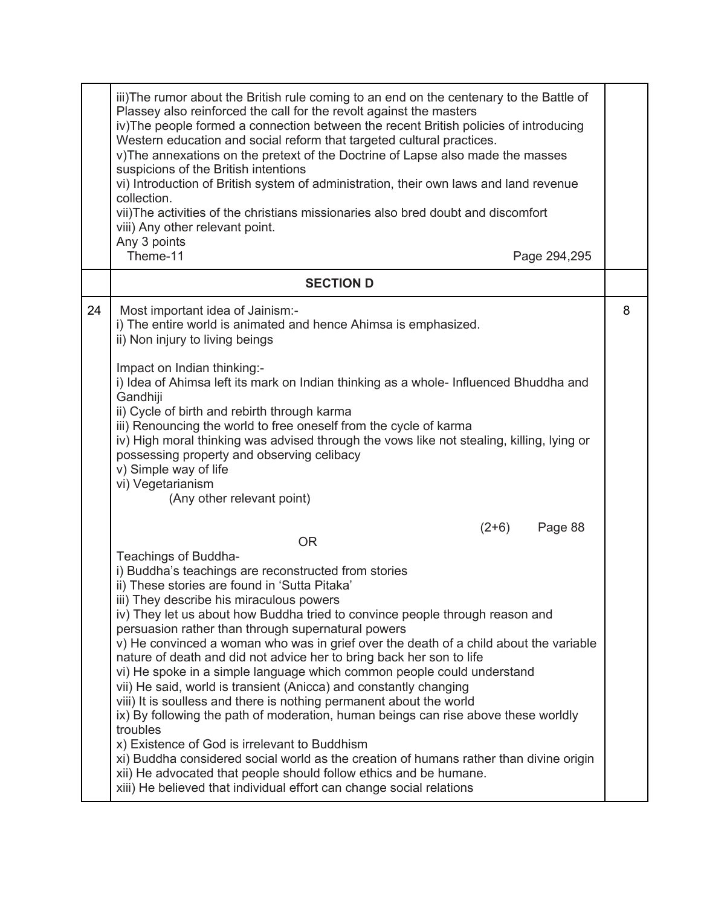| | | |
|---|---|---|
| | iii)The rumor about the British rule coming to an end on the centenary to the Battle of Plassey also reinforced the call for the revolt against the masters<br>iv)The people formed a connection between the recent British policies of introducing Western education and social reform that targeted cultural practices.<br>v)The annexations on the pretext of the Doctrine of Lapse also made the masses suspicions of the British intentions<br>vi) Introduction of British system of administration, their own laws and land revenue collection.<br>vii)The activities of the christians missionaries also bred doubt and discomfort<br>viii) Any other relevant point.<br>Any 3 points<br>Theme-11 Page 294,295 | |
| | **SECTION D** | |
| 24 | Most important idea of Jainism:-<br>i) The entire world is animated and hence Ahimsa is emphasized.<br>ii) Non injury to living beings<br><br>Impact on Indian thinking:-<br>i) Idea of Ahimsa left its mark on Indian thinking as a whole- Influenced Bhuddha and Gandhiji<br>ii) Cycle of birth and rebirth through karma<br>iii) Renouncing the world to free oneself from the cycle of karma<br>iv) High moral thinking was advised through the vows like not stealing, killing, lying or possessing property and observing celibacy<br>v) Simple way of life<br>vi) Vegetarianism<br>(Any other relevant point)<br><br>(2+6) Page 88<br>OR<br>Teachings of Buddha-<br>i) Buddha's teachings are reconstructed from stories<br>ii) These stories are found in 'Sutta Pitaka'<br>iii) They describe his miraculous powers<br>iv) They let us about how Buddha tried to convince people through reason and persuasion rather than through supernatural powers<br>v) He convinced a woman who was in grief over the death of a child about the variable nature of death and did not advice her to bring back her son to life<br>vi) He spoke in a simple language which common people could understand<br>vii) He said, world is transient (Anicca) and constantly changing<br>viii) It is soulless and there is nothing permanent about the world<br>ix) By following the path of moderation, human beings can rise above these worldly troubles<br>x) Existence of God is irrelevant to Buddhism<br>xi) Buddha considered social world as the creation of humans rather than divine origin<br>xii) He advocated that people should follow ethics and be humane.<br>xiii) He believed that individual effort can change social relations | 8 |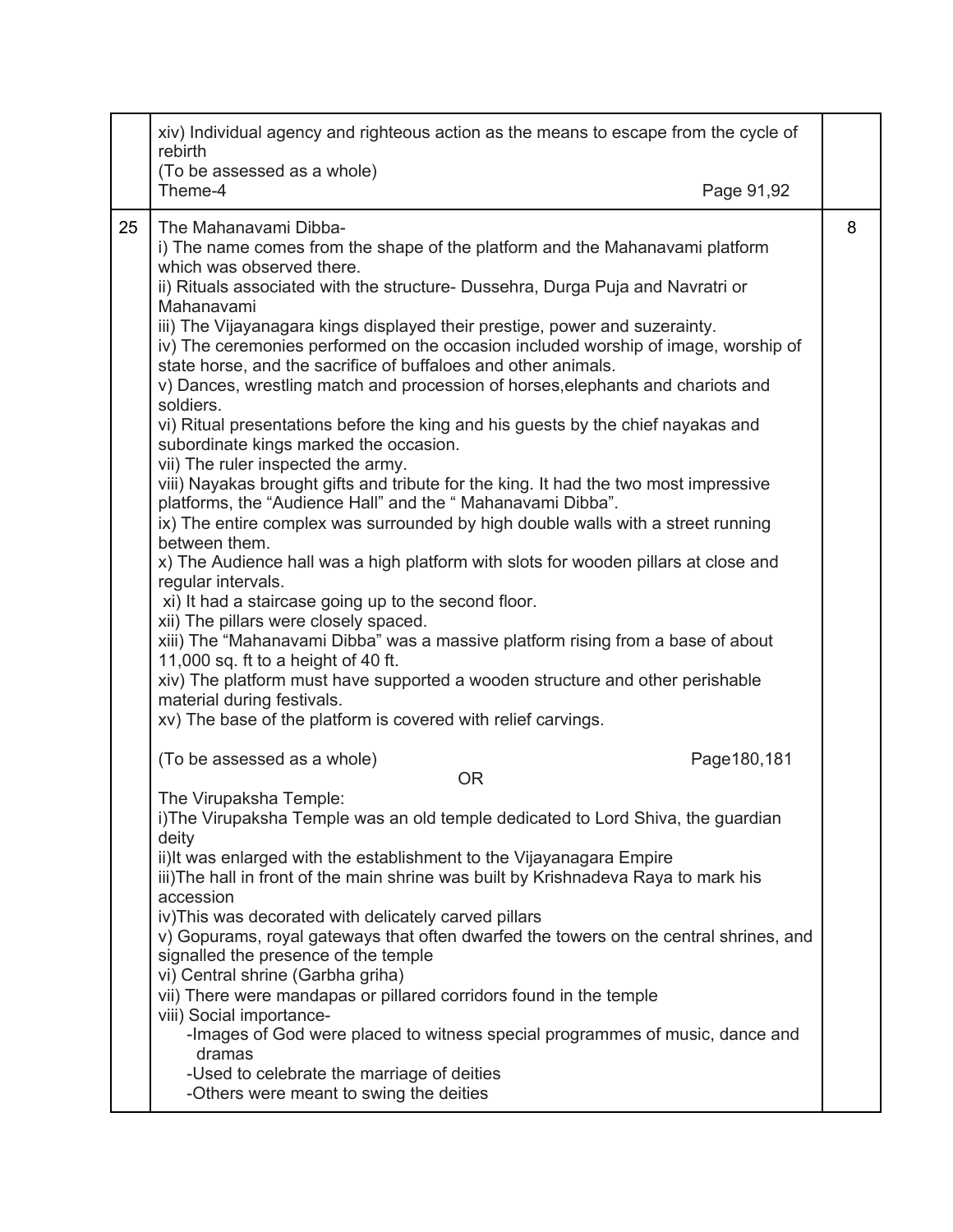| | | |
|---|---|---|
| | xiv) Individual agency and righteous action as the means to escape from the cycle of rebirth<br>(To be assessed as a whole)<br>Theme-4 Page 91,92 | |
| 25 | The Mahanavami Dibba-<br>i) The name comes from the shape of the platform and the Mahanavami platform which was observed there.<br>ii) Rituals associated with the structure- Dussehra, Durga Puja and Navratri or Mahanavami<br>iii) The Vijayanagara kings displayed their prestige, power and suzerainty.<br>iv) The ceremonies performed on the occasion included worship of image, worship of state horse, and the sacrifice of buffaloes and other animals.<br>v) Dances, wrestling match and procession of horses,elephants and chariots and soldiers.<br>vi) Ritual presentations before the king and his guests by the chief nayakas and subordinate kings marked the occasion.<br>vii) The ruler inspected the army.<br>viii) Nayakas brought gifts and tribute for the king. It had the two most impressive platforms, the "Audience Hall" and the " Mahanavami Dibba".<br>ix) The entire complex was surrounded by high double walls with a street running between them.<br>x) The Audience hall was a high platform with slots for wooden pillars at close and regular intervals.<br>xi) It had a staircase going up to the second floor.<br>xii) The pillars were closely spaced.<br>xiii) The "Mahanavami Dibba" was a massive platform rising from a base of about 11,000 sq. ft to a height of 40 ft.<br>xiv) The platform must have supported a wooden structure and other perishable material during festivals.<br>xv) The base of the platform is covered with relief carvings.<br><br>(To be assessed as a whole) Page180,181<br>OR<br>The Virupaksha Temple:<br>i)The Virupaksha Temple was an old temple dedicated to Lord Shiva, the guardian deity<br>ii)It was enlarged with the establishment to the Vijayanagara Empire<br>iii)The hall in front of the main shrine was built by Krishnadeva Raya to mark his accession<br>iv)This was decorated with delicately carved pillars<br>v) Gopurams, royal gateways that often dwarfed the towers on the central shrines, and signalled the presence of the temple<br>vi) Central shrine (Garbha griha)<br>vii) There were mandapas or pillared corridors found in the temple<br>viii) Social importance-<br>-Images of God were placed to witness special programmes of music, dance and dramas<br>-Used to celebrate the marriage of deities<br>-Others were meant to swing the deities | 8 |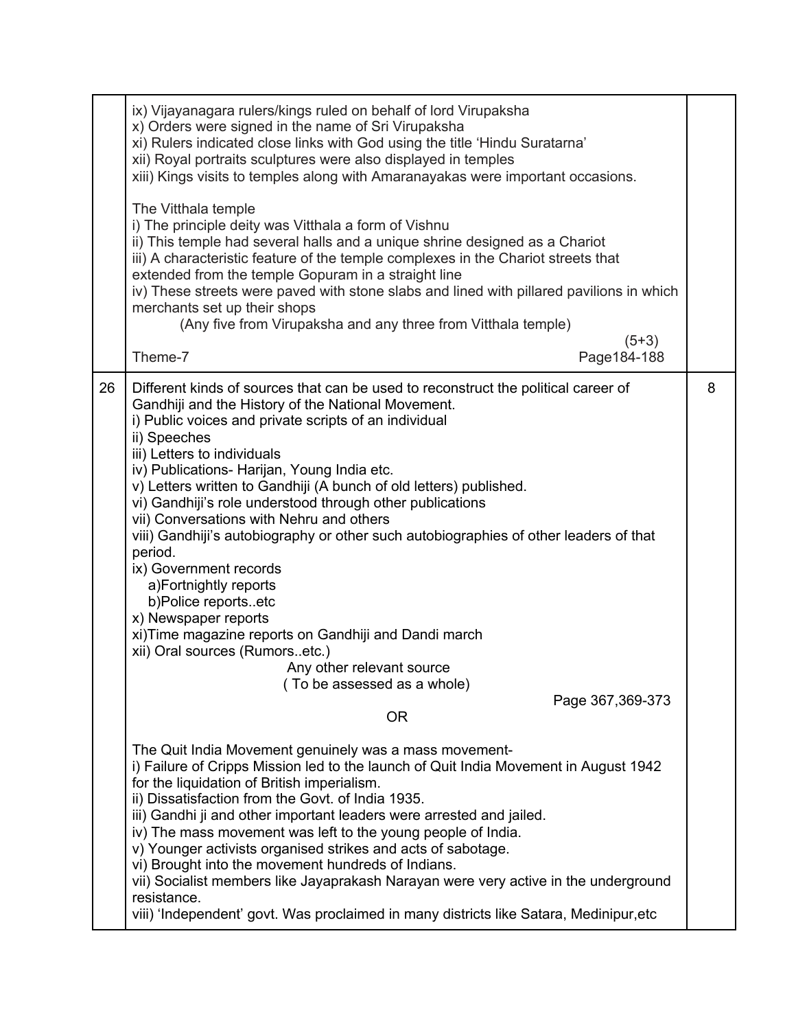| | | |
|---|---|---|
| | ix) Vijayanagara rulers/kings ruled on behalf of lord Virupaksha<br>x) Orders were signed in the name of Sri Virupaksha<br>xi) Rulers indicated close links with God using the title 'Hindu Suratarna'<br>xii) Royal portraits sculptures were also displayed in temples<br>xiii) Kings visits to temples along with Amaranayakas were important occasions.<br><br>The Vitthala temple<br>i) The principle deity was Vitthala a form of Vishnu<br>ii) This temple had several halls and a unique shrine designed as a Chariot<br>iii) A characteristic feature of the temple complexes in the Chariot streets that extended from the temple Gopuram in a straight line<br>iv) These streets were paved with stone slabs and lined with pillared pavilions in which merchants set up their shops<br>(Any five from Virupaksha and any three from Vitthala temple)<br>(5+3)<br>Theme-7 Page184-188 | |
| 26 | Different kinds of sources that can be used to reconstruct the political career of Gandhiji and the History of the National Movement.<br>i) Public voices and private scripts of an individual<br>ii) Speeches<br>iii) Letters to individuals<br>iv) Publications- Harijan, Young India etc.<br>v) Letters written to Gandhiji (A bunch of old letters) published.<br>vi) Gandhiji's role understood through other publications<br>vii) Conversations with Nehru and others<br>viii) Gandhiji's autobiography or other such autobiographies of other leaders of that period.<br>ix) Government records<br>a)Fortnightly reports<br>b)Police reports..etc<br>x) Newspaper reports<br>xi)Time magazine reports on Gandhiji and Dandi march<br>xii) Oral sources (Rumors..etc.)<br>Any other relevant source<br>( To be assessed as a whole)<br>Page 367,369-373<br>OR<br><br>The Quit India Movement genuinely was a mass movement-<br>i) Failure of Cripps Mission led to the launch of Quit India Movement in August 1942 for the liquidation of British imperialism.<br>ii) Dissatisfaction from the Govt. of India 1935.<br>iii) Gandhi ji and other important leaders were arrested and jailed.<br>iv) The mass movement was left to the young people of India.<br>v) Younger activists organised strikes and acts of sabotage.<br>vi) Brought into the movement hundreds of Indians.<br>vii) Socialist members like Jayaprakash Narayan were very active in the underground resistance.<br>viii) 'Independent' govt. Was proclaimed in many districts like Satara, Medinipur,etc | 8 |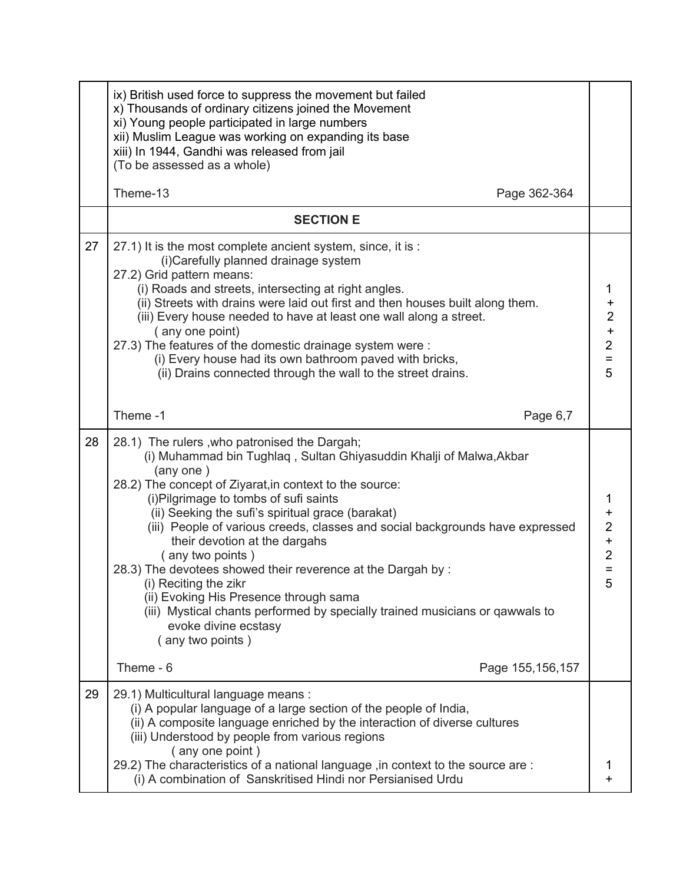| | | |
|---|---|---|
| | ix) British used force to suppress the movement but failed<br>x) Thousands of ordinary citizens joined the Movement<br>xi) Young people participated in large numbers<br>xii) Muslim League was working on expanding its base<br>xiii) In 1944, Gandhi was released from jail<br>(To be assessed as a whole)<br><br>Theme-13 Page 362-364 | |
| | **SECTION E** | |
| 27 | 27.1) It is the most complete ancient system, since, it is :<br>(i)Carefully planned drainage system<br>27.2) Grid pattern means:<br>(i) Roads and streets, intersecting at right angles.<br>(ii) Streets with drains were laid out first and then houses built along them.<br>(iii) Every house needed to have at least one wall along a street.<br>( any one point)<br>27.3) The features of the domestic drainage system were :<br>(i) Every house had its own bathroom paved with bricks,<br>(ii) Drains connected through the wall to the street drains.<br><br>Theme -1 Page 6,7 | 1 + 2 + 2 = 5 |
| 28 | 28.1) The rulers ,who patronised the Dargah;<br>(i) Muhammad bin Tughlaq , Sultan Ghiyasuddin Khalji of Malwa,Akbar<br>(any one )<br>28.2) The concept of Ziyarat,in context to the source:<br>(i)Pilgrimage to tombs of sufi saints<br>(ii) Seeking the sufi's spiritual grace (barakat)<br>(iii) People of various creeds, classes and social backgrounds have expressed their devotion at the dargahs<br>( any two points )<br>28.3) The devotees showed their reverence at the Dargah by :<br>(i) Reciting the zikr<br>(ii) Evoking His Presence through sama<br>(iii) Mystical chants performed by specially trained musicians or qawwals to evoke divine ecstasy<br>( any two points )<br><br>Theme - 6 Page 155,156,157 | 1 + 2 + 2 = 5 |
| 29 | 29.1) Multicultural language means :<br>(i) A popular language of a large section of the people of India,<br>(ii) A composite language enriched by the interaction of diverse cultures<br>(iii) Understood by people from various regions<br>( any one point )<br>29.2) The characteristics of a national language ,in context to the source are :<br>(i) A combination of Sanskritised Hindi nor Persianised Urdu | 1 + |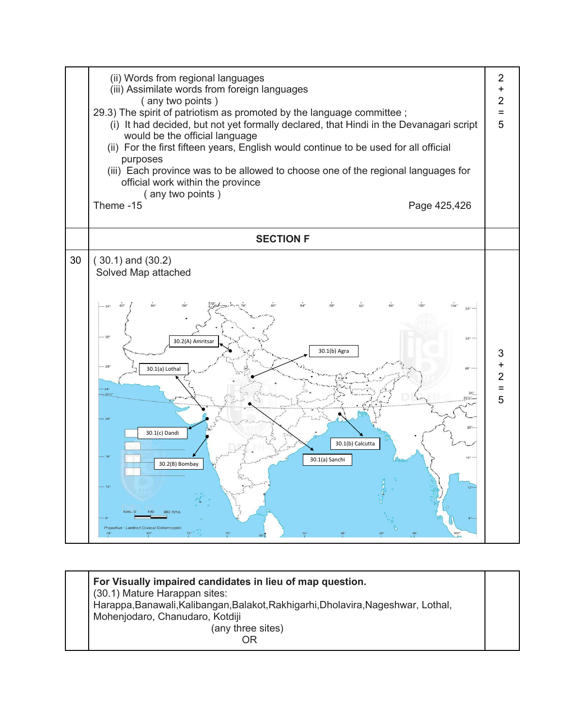| | | |
|---|---|---|
| | (ii) Words from regional languages<br>(iii) Assimilate words from foreign languages<br>( any two points )<br>29.3) The spirit of patriotism as promoted by the language committee ;<br>(i) It had decided, but not yet formally declared, that Hindi in the Devanagari script would be the official language<br>(ii) For the first fifteen years, English would continue to be used for all official purposes<br>(iii) Each province was to be allowed to choose one of the regional languages for official work within the province<br>( any two points )<br>Theme -15 Page 425,426 | 2 + 2 = 5 |
| | **SECTION F** | |
| 30 | ( 30.1) and (30.2)<br>Solved Map attached<br>30.2(A) Amritsar<br>30.1(b) Agra<br>30.1(a) Lothal<br>30.1(c) Dandi<br>30.1(b) Calcutta<br>30.1(a) Sanchi<br>30.2(B) Bombay | 3 + 2 = 5 |

| | | |
|---|---|---|
| | **For Visually impaired candidates in lieu of map question.**<br>(30.1) Mature Harappan sites:<br>Harappa,Banawali,Kalibangan,Balakot,Rakhigarhi,Dholavira,Nageshwar, Lothal, Mohenjodaro, Chanudaro, Kotdiji<br>(any three sites)<br>OR | |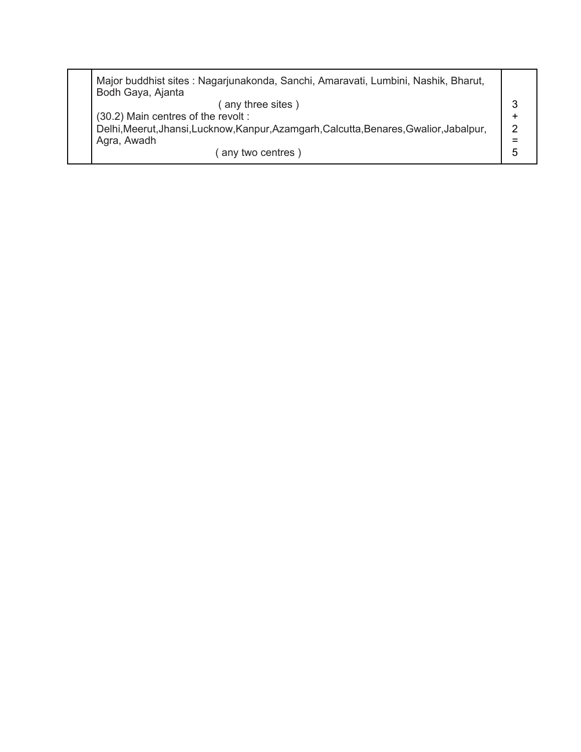| | | |
|---|---|---|
| | Major buddhist sites : Nagarjunakonda, Sanchi, Amaravati, Lumbini, Nashik, Bharut, Bodh Gaya, Ajanta<br>( any three sites )<br>(30.2) Main centres of the revolt :<br>Delhi,Meerut,Jhansi,Lucknow,Kanpur,Azamgarh,Calcutta,Benares,Gwalior,Jabalpur, Agra, Awadh<br>( any two centres ) | 3<br>+<br>2<br>=<br>5 |